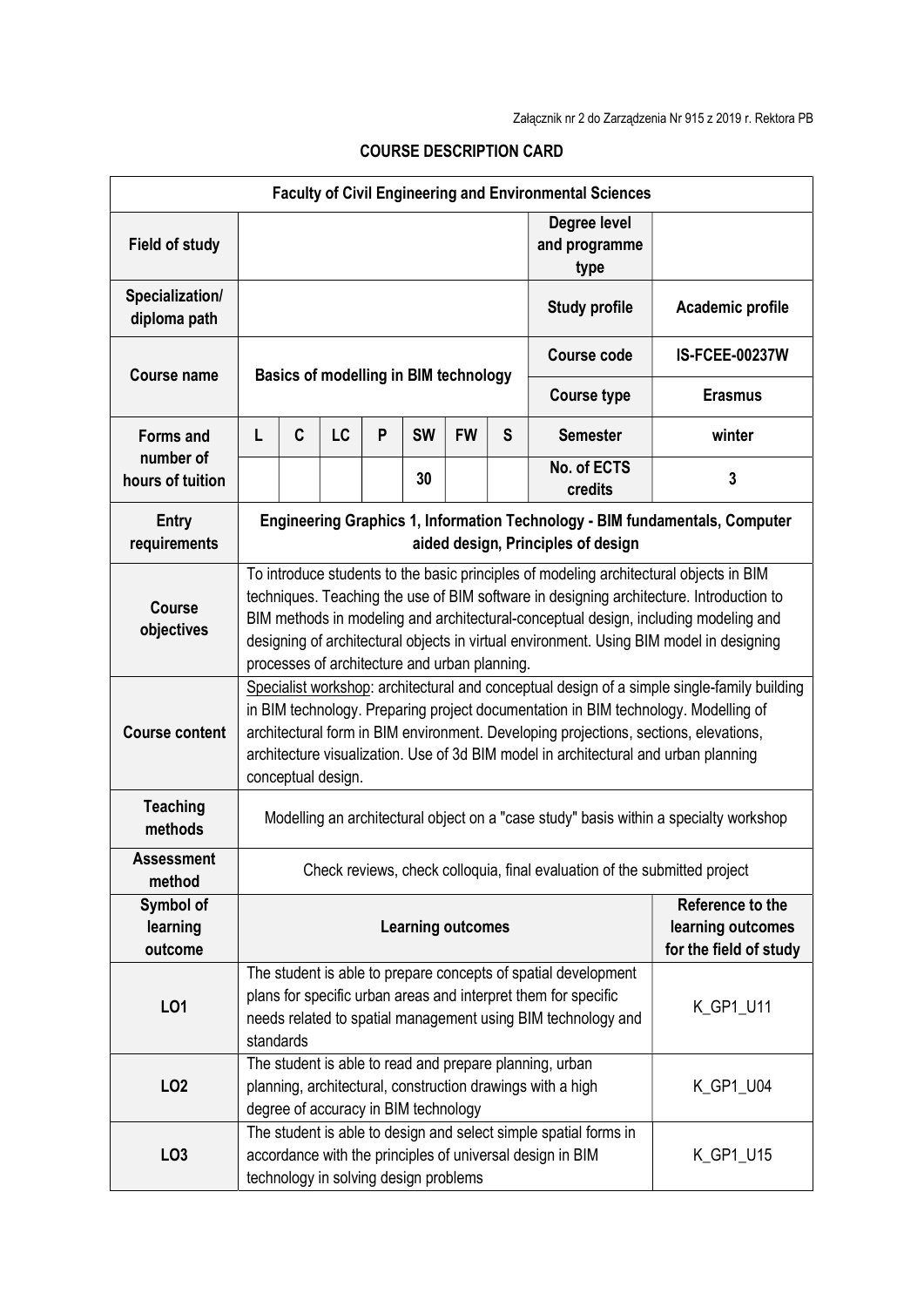Załącznik nr 2 do Zarządzenia Nr 915 z 2019 r. Rektora PB

## COURSE DESCRIPTION CARD

| Faculty of Civil Engineering and Environmental Sciences | | | | | | | | | |
|---|---|---|---|---|---|---|---|---|---|
| **Field of study** | | | | | | | | **Degree level and programme type** | |
| **Specialization/ diploma path** | | | | | | | | **Study profile** | **Academic profile** |
| **Course name** | **Basics of modelling in BIM technology** | | | | | | | **Course code** | **IS-FCEE-00237W** |
| | | | | | | | | **Course type** | **Erasmus** |
| **Forms and number of hours of tuition** | **L** | **C** | **LC** | **P** | **SW** | **FW** | **S** | **Semester** | **winter** |
| | | | | | 30 | | | **No. of ECTS credits** | **3** |
| **Entry requirements** | **Engineering Graphics 1, Information Technology - BIM fundamentals, Computer aided design, Principles of design** | | | | | | | | |
| **Course objectives** | To introduce students to the basic principles of modeling architectural objects in BIM techniques. Teaching the use of BIM software in designing architecture. Introduction to BIM methods in modeling and architectural-conceptual design, including modeling and designing of architectural objects in virtual environment. Using BIM model in designing processes of architecture and urban planning. | | | | | | | | |
| **Course content** | Specialist workshop: architectural and conceptual design of a simple single-family building in BIM technology. Preparing project documentation in BIM technology. Modelling of architectural form in BIM environment. Developing projections, sections, elevations, architecture visualization. Use of 3d BIM model in architectural and urban planning conceptual design. | | | | | | | | |
| **Teaching methods** | Modelling an architectural object on a "case study" basis within a specialty workshop | | | | | | | | |
| **Assessment method** | Check reviews, check colloquia, final evaluation of the submitted project | | | | | | | | |
| **Symbol of learning outcome** | **Learning outcomes** | | | | | | | | **Reference to the learning outcomes for the field of study** |
| **LO1** | The student is able to prepare concepts of spatial development plans for specific urban areas and interpret them for specific needs related to spatial management using BIM technology and standards | | | | | | | | K_GP1_U11 |
| **LO2** | The student is able to read and prepare planning, urban planning, architectural, construction drawings with a high degree of accuracy in BIM technology | | | | | | | | K_GP1_U04 |
| **LO3** | The student is able to design and select simple spatial forms in accordance with the principles of universal design in BIM technology in solving design problems | | | | | | | | K_GP1_U15 |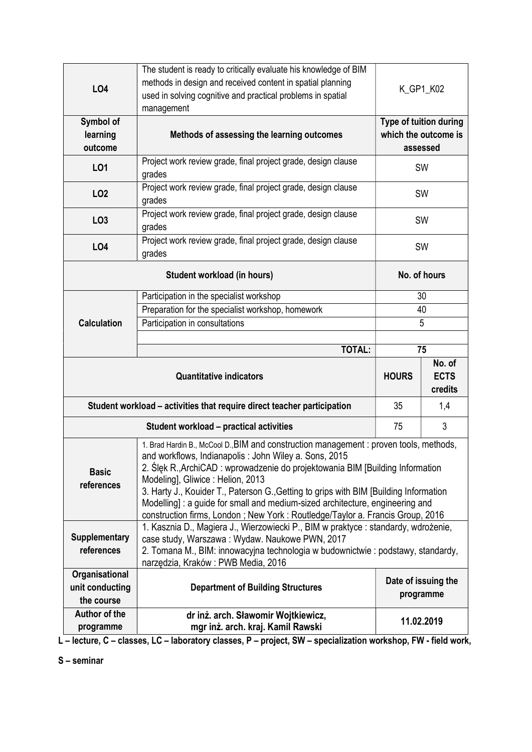| | | | |
|---|---|---|---|
| **LO4** | The student is ready to critically evaluate his knowledge of BIM methods in design and received content in spatial planning used in solving cognitive and practical problems in spatial management | K_GP1_K02 | |
| **Symbol of learning outcome** | **Methods of assessing the learning outcomes** | **Type of tuition during which the outcome is assessed** | |
| **LO1** | Project work review grade, final project grade, design clause grades | SW | |
| **LO2** | Project work review grade, final project grade, design clause grades | SW | |
| **LO3** | Project work review grade, final project grade, design clause grades | SW | |
| **LO4** | Project work review grade, final project grade, design clause grades | SW | |
| **Student workload (in hours)** | | **No. of hours** | |
| **Calculation** | Participation in the specialist workshop | 30 | |
| | Preparation for the specialist workshop, homework | 40 | |
| | Participation in consultations | 5 | |
| | | | |
| | **TOTAL:** | **75** | |
| **Quantitative indicators** | | **HOURS** | **No. of ECTS credits** |
| **Student workload – activities that require direct teacher participation** | | 35 | 1,4 |
| **Student workload – practical activities** | | 75 | 3 |
| **Basic references** | 1. Brad Hardin B., McCool D.,BIM and construction management : proven tools, methods, and workflows, Indianapolis : John Wiley a. Sons, 2015<br>2. Ślęk R.,ArchiCAD : wprowadzenie do projektowania BIM [Building Information Modeling], Gliwice : Helion, 2013<br>3. Harty J., Kouider T., Paterson G.,Getting to grips with BIM [Building Information Modelling] : a guide for small and medium-sized architecture, engineering and construction firms, London ; New York : Routledge/Taylor a. Francis Group, 2016 | | |
| **Supplementary references** | 1. Kasznia D., Magiera J., Wierzowiecki P., BIM w praktyce : standardy, wdrożenie, case study, Warszawa : Wydaw. Naukowe PWN, 2017<br>2. Tomana M., BIM: innowacyjna technologia w budownictwie : podstawy, standardy, narzędzia, Kraków : PWB Media, 2016 | | |
| **Organisational unit conducting the course** | **Department of Building Structures** | **Date of issuing the programme** | |
| **Author of the programme** | **dr inż. arch. Sławomir Wojtkiewicz, mgr inż. arch. kraj. Kamil Rawski** | **11.02.2019** | |

**L – lecture, C – classes, LC – laboratory classes, P – project, SW – specialization workshop, FW - field work, S – seminar**